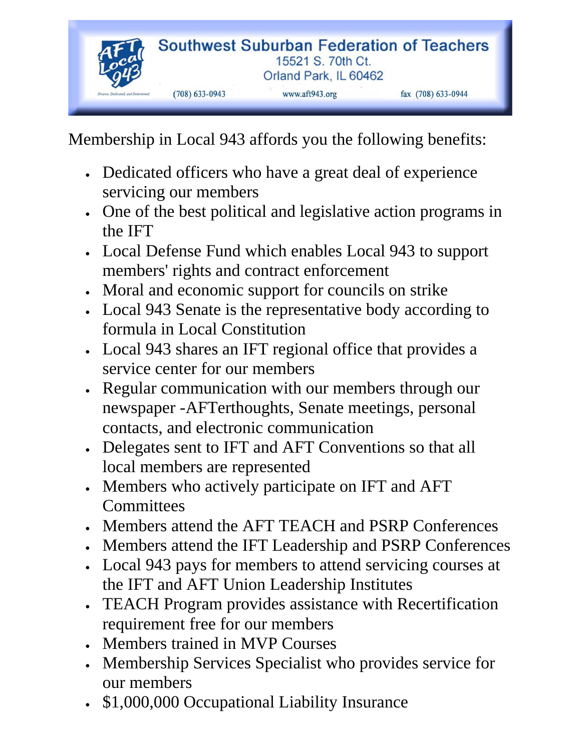# Southwest Suburban Federation of Teachers

AFT Local 943

*Diverse, Dedicated, and Determined*

15521 S. 70th Ct.
Orland Park, IL 60462

(708) 633-0943 | www.aft943.org | fax (708) 633-0944

Membership in Local 943 affords you the following benefits:

- Dedicated officers who have a great deal of experience servicing our members
- One of the best political and legislative action programs in the IFT
- Local Defense Fund which enables Local 943 to support members' rights and contract enforcement
- Moral and economic support for councils on strike
- Local 943 Senate is the representative body according to formula in Local Constitution
- Local 943 shares an IFT regional office that provides a service center for our members
- Regular communication with our members through our newspaper -AFTerthoughts, Senate meetings, personal contacts, and electronic communication
- Delegates sent to IFT and AFT Conventions so that all local members are represented
- Members who actively participate on IFT and AFT Committees
- Members attend the AFT TEACH and PSRP Conferences
- Members attend the IFT Leadership and PSRP Conferences
- Local 943 pays for members to attend servicing courses at the IFT and AFT Union Leadership Institutes
- TEACH Program provides assistance with Recertification requirement free for our members
- Members trained in MVP Courses
- Membership Services Specialist who provides service for our members
- $1,000,000 Occupational Liability Insurance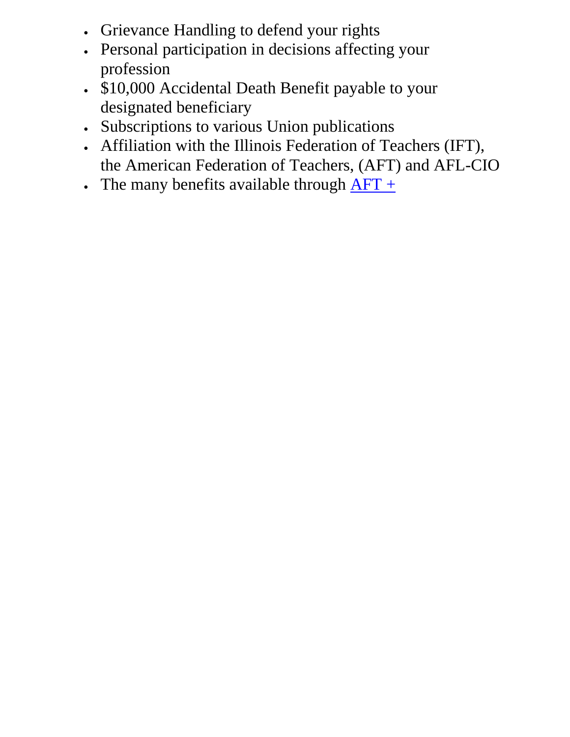- Grievance Handling to defend your rights
- Personal participation in decisions affecting your profession
- $10,000 Accidental Death Benefit payable to your designated beneficiary
- Subscriptions to various Union publications
- Affiliation with the Illinois Federation of Teachers (IFT), the American Federation of Teachers, (AFT) and AFL-CIO
- The many benefits available through AFT +